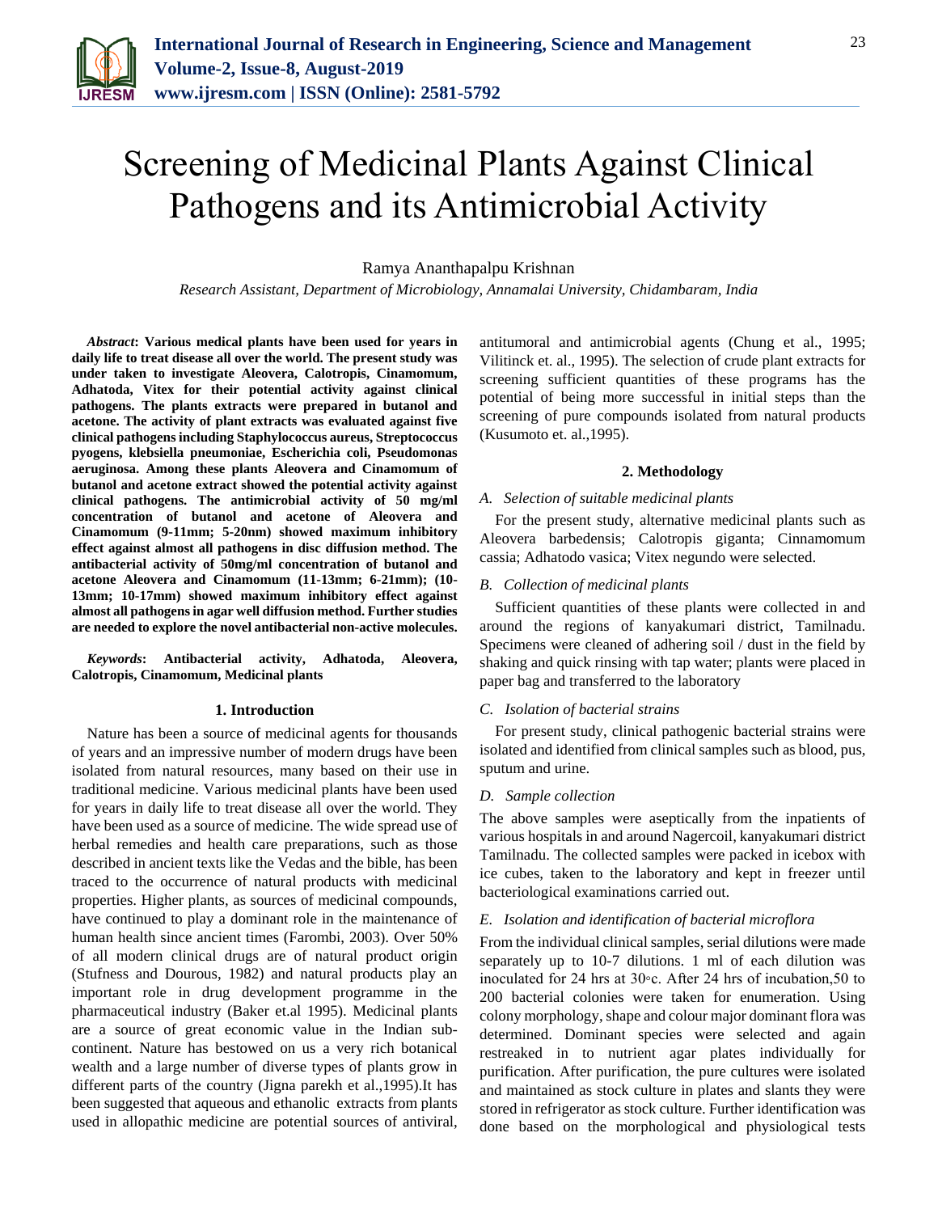# Screening of Medicinal Plants Against Clinical Pathogens and its Antimicrobial Activity

Ramya Ananthapalpu Krishnan

*Research Assistant, Department of Microbiology, Annamalai University, Chidambaram, India*

***Abstract*: Various medical plants have been used for years in daily life to treat disease all over the world. The present study was under taken to investigate Aleovera, Calotropis, Cinamomum, Adhatoda, Vitex for their potential activity against clinical pathogens. The plants extracts were prepared in butanol and acetone. The activity of plant extracts was evaluated against five clinical pathogens including Staphylococcus aureus, Streptococcus pyogens, klebsiella pneumoniae, Escherichia coli, Pseudomonas aeruginosa. Among these plants Aleovera and Cinamomum of butanol and acetone extract showed the potential activity against clinical pathogens. The antimicrobial activity of 50 mg/ml concentration of butanol and acetone of Aleovera and Cinamomum (9-11mm; 5-20nm) showed maximum inhibitory effect against almost all pathogens in disc diffusion method. The antibacterial activity of 50mg/ml concentration of butanol and acetone Aleovera and Cinamomum (11-13mm; 6-21mm); (10-13mm; 10-17mm) showed maximum inhibitory effect against almost all pathogens in agar well diffusion method. Further studies are needed to explore the novel antibacterial non-active molecules.**

***Keywords*: Antibacterial activity, Adhatoda, Aleovera, Calotropis, Cinamomum, Medicinal plants**

## 1. Introduction

Nature has been a source of medicinal agents for thousands of years and an impressive number of modern drugs have been isolated from natural resources, many based on their use in traditional medicine. Various medicinal plants have been used for years in daily life to treat disease all over the world. They have been used as a source of medicine. The wide spread use of herbal remedies and health care preparations, such as those described in ancient texts like the Vedas and the bible, has been traced to the occurrence of natural products with medicinal properties. Higher plants, as sources of medicinal compounds, have continued to play a dominant role in the maintenance of human health since ancient times (Farombi, 2003). Over 50% of all modern clinical drugs are of natural product origin (Stufness and Dourous, 1982) and natural products play an important role in drug development programme in the pharmaceutical industry (Baker et.al 1995). Medicinal plants are a source of great economic value in the Indian sub-continent. Nature has bestowed on us a very rich botanical wealth and a large number of diverse types of plants grow in different parts of the country (Jigna parekh et al.,1995).It has been suggested that aqueous and ethanolic extracts from plants used in allopathic medicine are potential sources of antiviral, antitumoral and antimicrobial agents (Chung et al., 1995; Vilitinck et. al., 1995). The selection of crude plant extracts for screening sufficient quantities of these programs has the potential of being more successful in initial steps than the screening of pure compounds isolated from natural products (Kusumoto et. al.,1995).

## 2. Methodology

### *A. Selection of suitable medicinal plants*

For the present study, alternative medicinal plants such as Aleovera barbedensis; Calotropis giganta; Cinnamomum cassia; Adhatodo vasica; Vitex negundo were selected.

### *B. Collection of medicinal plants*

Sufficient quantities of these plants were collected in and around the regions of kanyakumari district, Tamilnadu. Specimens were cleaned of adhering soil / dust in the field by shaking and quick rinsing with tap water; plants were placed in paper bag and transferred to the laboratory

### *C. Isolation of bacterial strains*

For present study, clinical pathogenic bacterial strains were isolated and identified from clinical samples such as blood, pus, sputum and urine.

### *D. Sample collection*

The above samples were aseptically from the inpatients of various hospitals in and around Nagercoil, kanyakumari district Tamilnadu. The collected samples were packed in icebox with ice cubes, taken to the laboratory and kept in freezer until bacteriological examinations carried out.

### *E. Isolation and identification of bacterial microflora*

From the individual clinical samples, serial dilutions were made separately up to 10-7 dilutions. 1 ml of each dilution was inoculated for 24 hrs at 30◦c. After 24 hrs of incubation,50 to 200 bacterial colonies were taken for enumeration. Using colony morphology, shape and colour major dominant flora was determined. Dominant species were selected and again restreaked in to nutrient agar plates individually for purification. After purification, the pure cultures were isolated and maintained as stock culture in plates and slants they were stored in refrigerator as stock culture. Further identification was done based on the morphological and physiological tests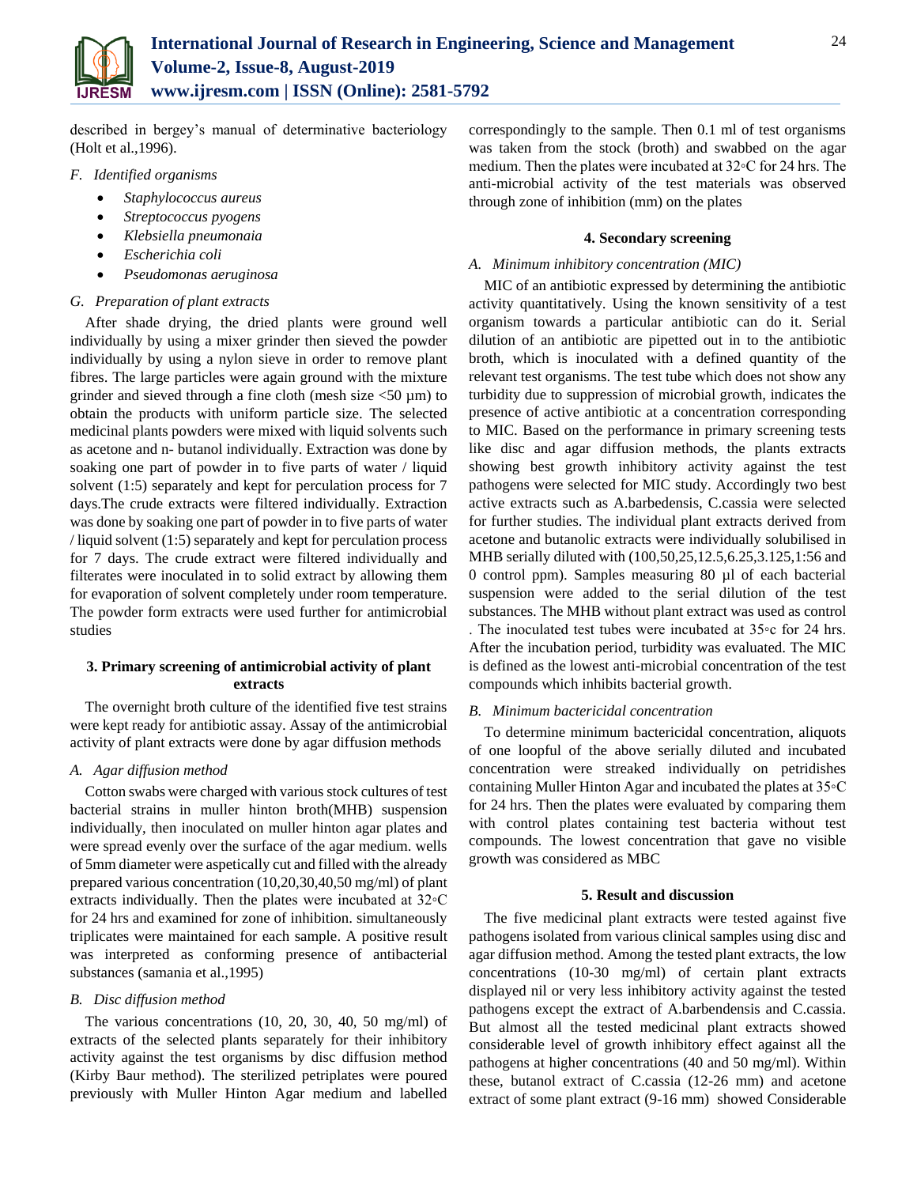described in bergey's manual of determinative bacteriology (Holt et al.,1996).

*F. Identified organisms*

- *Staphylococcus aureus*
- *Streptococcus pyogens*
- *Klebsiella pneumonaia*
- *Escherichia coli*
- *Pseudomonas aeruginosa*

*G. Preparation of plant extracts*

After shade drying, the dried plants were ground well individually by using a mixer grinder then sieved the powder individually by using a nylon sieve in order to remove plant fibres. The large particles were again ground with the mixture grinder and sieved through a fine cloth (mesh size <50 µm) to obtain the products with uniform particle size. The selected medicinal plants powders were mixed with liquid solvents such as acetone and n- butanol individually. Extraction was done by soaking one part of powder in to five parts of water / liquid solvent (1:5) separately and kept for perculation process for 7 days.The crude extracts were filtered individually. Extraction was done by soaking one part of powder in to five parts of water / liquid solvent (1:5) separately and kept for perculation process for 7 days. The crude extract were filtered individually and filterates were inoculated in to solid extract by allowing them for evaporation of solvent completely under room temperature. The powder form extracts were used further for antimicrobial studies

## 3. Primary screening of antimicrobial activity of plant extracts

The overnight broth culture of the identified five test strains were kept ready for antibiotic assay. Assay of the antimicrobial activity of plant extracts were done by agar diffusion methods

*A. Agar diffusion method*

Cotton swabs were charged with various stock cultures of test bacterial strains in muller hinton broth(MHB) suspension individually, then inoculated on muller hinton agar plates and were spread evenly over the surface of the agar medium. wells of 5mm diameter were aspetically cut and filled with the already prepared various concentration (10,20,30,40,50 mg/ml) of plant extracts individually. Then the plates were incubated at 32◦C for 24 hrs and examined for zone of inhibition. simultaneously triplicates were maintained for each sample. A positive result was interpreted as conforming presence of antibacterial substances (samania et al.,1995)

*B. Disc diffusion method*

The various concentrations (10, 20, 30, 40, 50 mg/ml) of extracts of the selected plants separately for their inhibitory activity against the test organisms by disc diffusion method (Kirby Baur method). The sterilized petriplates were poured previously with Muller Hinton Agar medium and labelled correspondingly to the sample. Then 0.1 ml of test organisms was taken from the stock (broth) and swabbed on the agar medium. Then the plates were incubated at 32◦C for 24 hrs. The anti-microbial activity of the test materials was observed through zone of inhibition (mm) on the plates

## 4. Secondary screening

*A. Minimum inhibitory concentration (MIC)*

MIC of an antibiotic expressed by determining the antibiotic activity quantitatively. Using the known sensitivity of a test organism towards a particular antibiotic can do it. Serial dilution of an antibiotic are pipetted out in to the antibiotic broth, which is inoculated with a defined quantity of the relevant test organisms. The test tube which does not show any turbidity due to suppression of microbial growth, indicates the presence of active antibiotic at a concentration corresponding to MIC. Based on the performance in primary screening tests like disc and agar diffusion methods, the plants extracts showing best growth inhibitory activity against the test pathogens were selected for MIC study. Accordingly two best active extracts such as A.barbedensis, C.cassia were selected for further studies. The individual plant extracts derived from acetone and butanolic extracts were individually solubilised in MHB serially diluted with (100,50,25,12.5,6.25,3.125,1:56 and 0 control ppm). Samples measuring 80 µl of each bacterial suspension were added to the serial dilution of the test substances. The MHB without plant extract was used as control . The inoculated test tubes were incubated at 35◦c for 24 hrs. After the incubation period, turbidity was evaluated. The MIC is defined as the lowest anti-microbial concentration of the test compounds which inhibits bacterial growth.

*B. Minimum bactericidal concentration*

To determine minimum bactericidal concentration, aliquots of one loopful of the above serially diluted and incubated concentration were streaked individually on petridishes containing Muller Hinton Agar and incubated the plates at 35◦C for 24 hrs. Then the plates were evaluated by comparing them with control plates containing test bacteria without test compounds. The lowest concentration that gave no visible growth was considered as MBC

## 5. Result and discussion

The five medicinal plant extracts were tested against five pathogens isolated from various clinical samples using disc and agar diffusion method. Among the tested plant extracts, the low concentrations (10-30 mg/ml) of certain plant extracts displayed nil or very less inhibitory activity against the tested pathogens except the extract of A.barbendensis and C.cassia. But almost all the tested medicinal plant extracts showed considerable level of growth inhibitory effect against all the pathogens at higher concentrations (40 and 50 mg/ml). Within these, butanol extract of C.cassia (12-26 mm) and acetone extract of some plant extract (9-16 mm) showed Considerable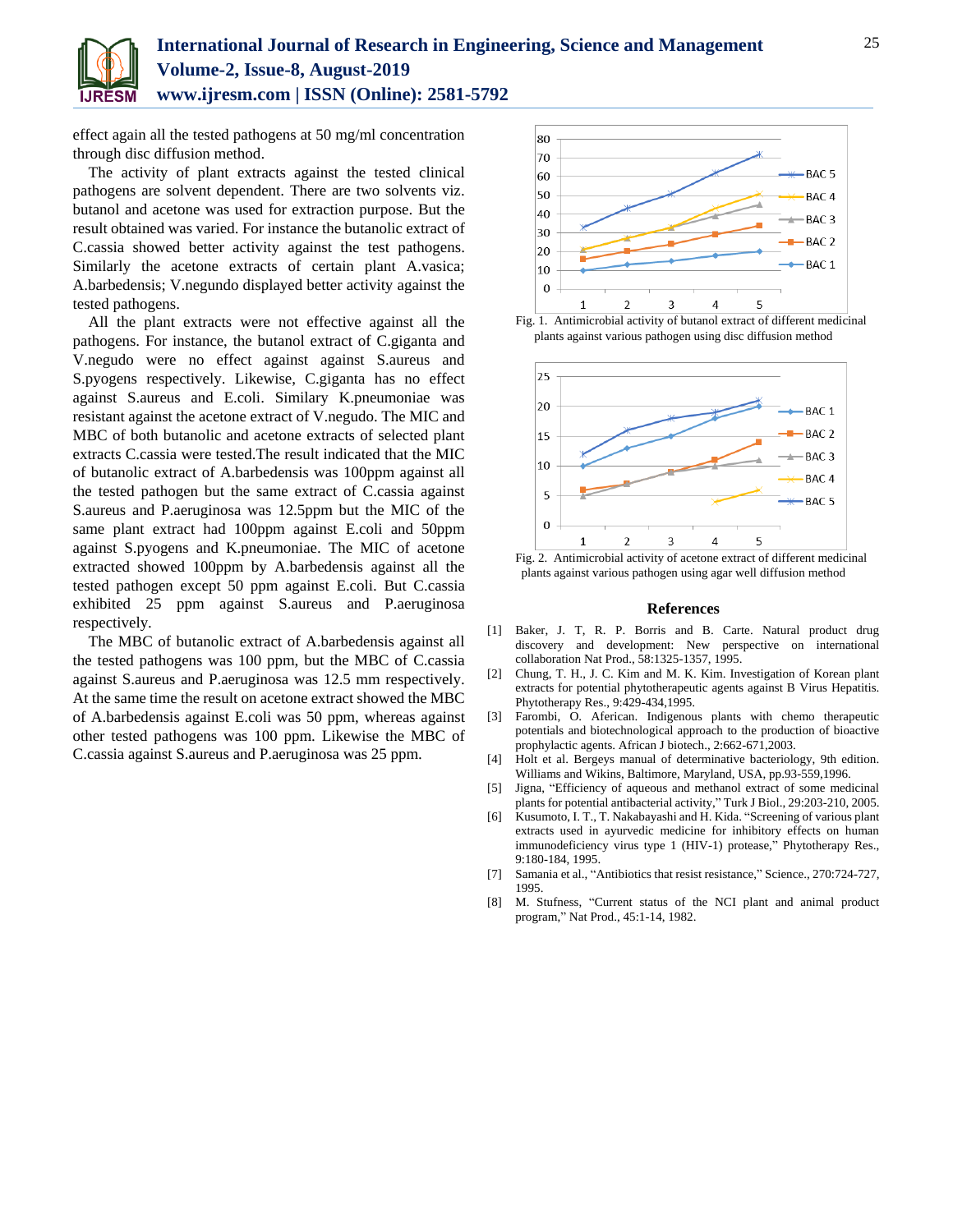effect again all the tested pathogens at 50 mg/ml concentration through disc diffusion method.

The activity of plant extracts against the tested clinical pathogens are solvent dependent. There are two solvents viz. butanol and acetone was used for extraction purpose. But the result obtained was varied. For instance the butanolic extract of C.cassia showed better activity against the test pathogens. Similarly the acetone extracts of certain plant A.vasica; A.barbedensis; V.negundo displayed better activity against the tested pathogens.

All the plant extracts were not effective against all the pathogens. For instance, the butanol extract of C.giganta and V.negudo were no effect against against S.aureus and S.pyogens respectively. Likewise, C.giganta has no effect against S.aureus and E.coli. Similary K.pneumoniae was resistant against the acetone extract of V.negudo. The MIC and MBC of both butanolic and acetone extracts of selected plant extracts C.cassia were tested.The result indicated that the MIC of butanolic extract of A.barbedensis was 100ppm against all the tested pathogen but the same extract of C.cassia against S.aureus and P.aeruginosa was 12.5ppm but the MIC of the same plant extract had 100ppm against E.coli and 50ppm against S.pyogens and K.pneumoniae. The MIC of acetone extracted showed 100ppm by A.barbedensis against all the tested pathogen except 50 ppm against E.coli. But C.cassia exhibited 25 ppm against S.aureus and P.aeruginosa respectively.

The MBC of butanolic extract of A.barbedensis against all the tested pathogens was 100 ppm, but the MBC of C.cassia against S.aureus and P.aeruginosa was 12.5 mm respectively. At the same time the result on acetone extract showed the MBC of A.barbedensis against E.coli was 50 ppm, whereas against other tested pathogens was 100 ppm. Likewise the MBC of C.cassia against S.aureus and P.aeruginosa was 25 ppm.

80
70
60
50
40
30
20
10
0
1 2 3 4 5
BAC 5
BAC 4
BAC 3
BAC 2
BAC 1

Fig. 1. Antimicrobial activity of butanol extract of different medicinal plants against various pathogen using disc diffusion method

25
20
15
10
5
0
1 2 3 4 5
BAC 1
BAC 2
BAC 3
BAC 4
BAC 5

Fig. 2. Antimicrobial activity of acetone extract of different medicinal plants against various pathogen using agar well diffusion method

## References

[1] Baker, J. T, R. P. Borris and B. Carte. Natural product drug discovery and development: New perspective on international collaboration Nat Prod., 58:1325-1357, 1995.

[2] Chung, T. H., J. C. Kim and M. K. Kim. Investigation of Korean plant extracts for potential phytotherapeutic agents against B Virus Hepatitis. Phytotherapy Res., 9:429-434,1995.

[3] Farombi, O. Aferican. Indigenous plants with chemo therapeutic potentials and biotechnological approach to the production of bioactive prophylactic agents. African J biotech., 2:662-671,2003.

[4] Holt et al. Bergeys manual of determinative bacteriology, 9th edition. Williams and Wikins, Baltimore, Maryland, USA, pp.93-559,1996.

[5] Jigna, "Efficiency of aqueous and methanol extract of some medicinal plants for potential antibacterial activity," Turk J Biol., 29:203-210, 2005.

[6] Kusumoto, I. T., T. Nakabayashi and H. Kida. "Screening of various plant extracts used in ayurvedic medicine for inhibitory effects on human immunodeficiency virus type 1 (HIV-1) protease," Phytotherapy Res., 9:180-184, 1995.

[7] Samania et al., "Antibiotics that resist resistance," Science., 270:724-727, 1995.

[8] M. Stufness, "Current status of the NCI plant and animal product program," Nat Prod., 45:1-14, 1982.